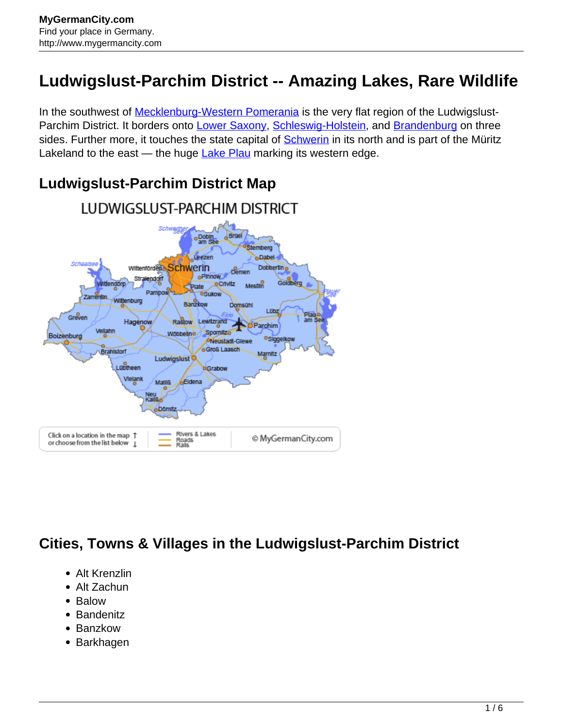# Ludwigslust-Parchim District -- Amazing Lakes, Rare Wildlife

In the southwest of Mecklenburg-Western Pomerania is the very flat region of the Ludwigslust-Parchim District. It borders onto Lower Saxony, Schleswig-Holstein, and Brandenburg on three sides. Further more, it touches the state capital of Schwerin in its north and is part of the Müritz Lakeland to the east — the huge Lake Plau marking its western edge.

## Ludwigslust-Parchim District Map

## Cities, Towns & Villages in the Ludwigslust-Parchim District

- Alt Krenzlin
- Alt Zachun
- Balow
- Bandenitz
- Banzkow
- Barkhagen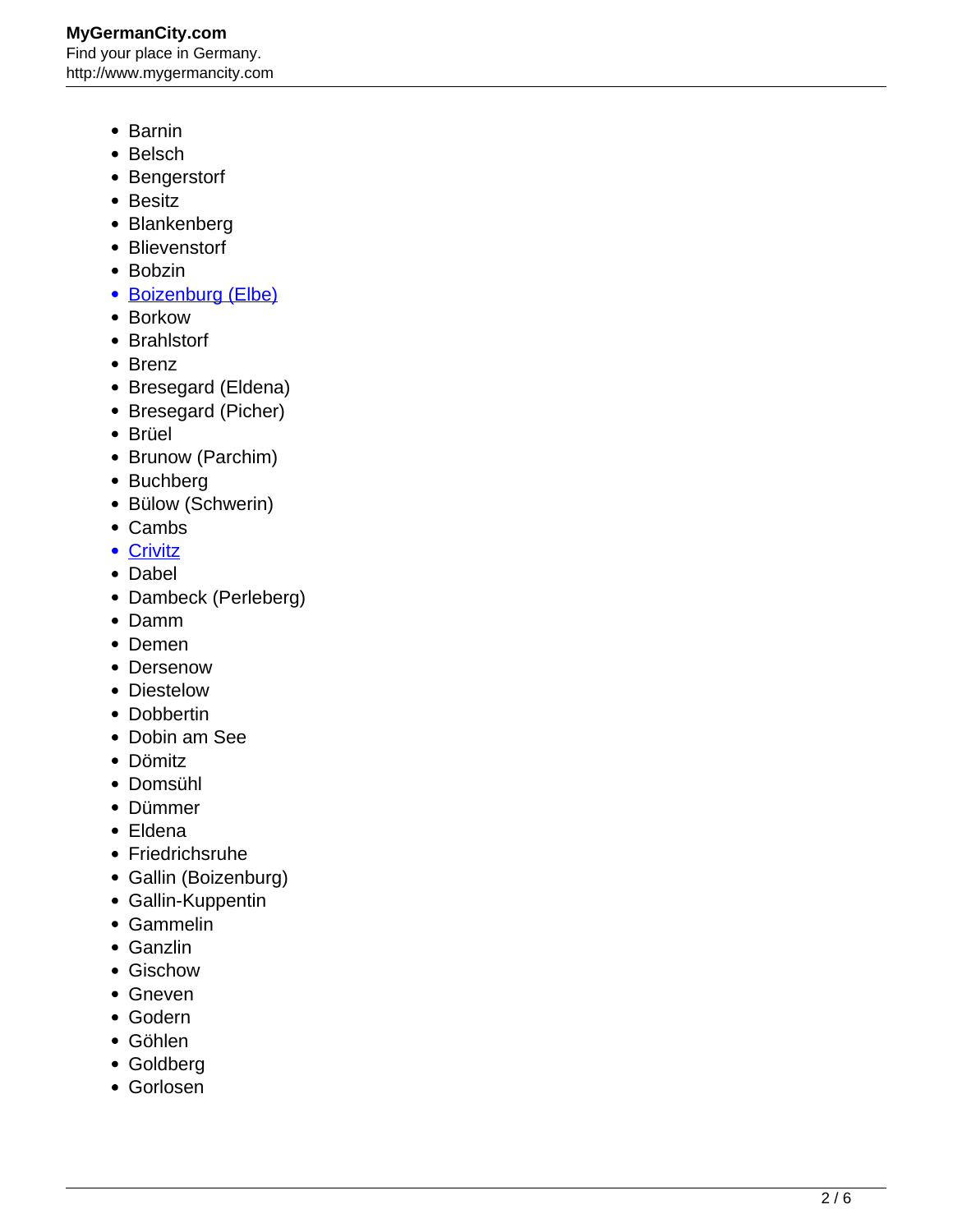- Barnin
- Belsch
- Bengerstorf
- Besitz
- Blankenberg
- Blievenstorf
- Bobzin
- Boizenburg (Elbe)
- Borkow
- Brahlstorf
- Brenz
- Bresegard (Eldena)
- Bresegard (Picher)
- Brüel
- Brunow (Parchim)
- Buchberg
- Bülow (Schwerin)
- Cambs
- Crivitz
- Dabel
- Dambeck (Perleberg)
- Damm
- Demen
- Dersenow
- Diestelow
- Dobbertin
- Dobin am See
- Dömitz
- Domsühl
- Dümmer
- Eldena
- Friedrichsruhe
- Gallin (Boizenburg)
- Gallin-Kuppentin
- Gammelin
- Ganzlin
- Gischow
- Gneven
- Godern
- Göhlen
- Goldberg
- Gorlosen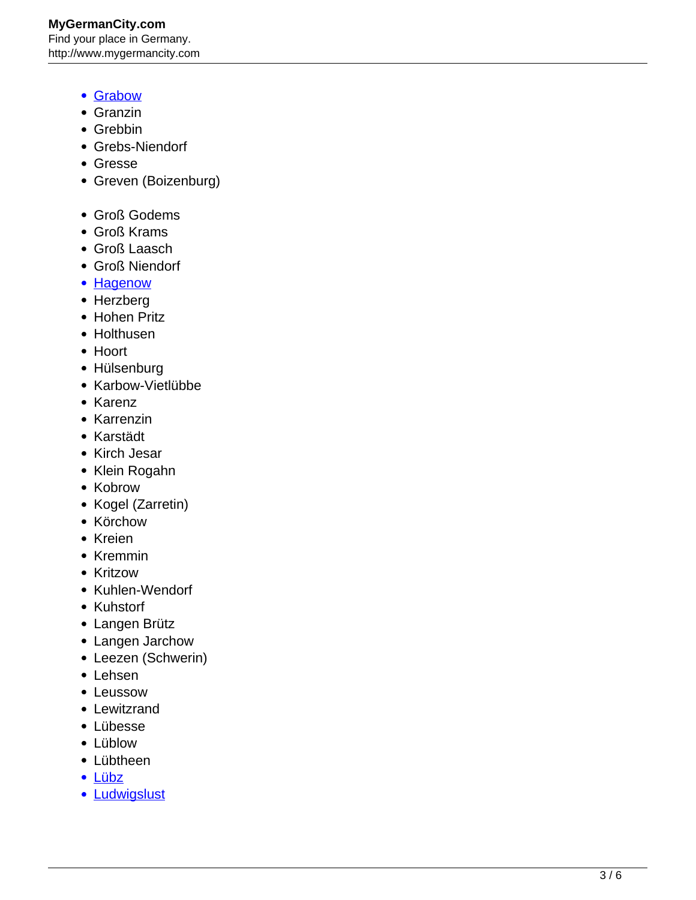- [Grabow]()
- Granzin
- Grebbin
- Grebs-Niendorf
- Gresse
- Greven (Boizenburg)

- Groß Godems
- Groß Krams
- Groß Laasch
- Groß Niendorf
- [Hagenow]()
- Herzberg
- Hohen Pritz
- Holthusen
- Hoort
- Hülsenburg
- Karbow-Vietlübbe
- Karenz
- Karrenzin
- Karstädt
- Kirch Jesar
- Klein Rogahn
- Kobrow
- Kogel (Zarretin)
- Körchow
- Kreien
- Kremmin
- Kritzow
- Kuhlen-Wendorf
- Kuhstorf
- Langen Brütz
- Langen Jarchow
- Leezen (Schwerin)
- Lehsen
- Leussow
- Lewitzrand
- Lübesse
- Lüblow
- Lübtheen
- [Lübz]()
- [Ludwigslust]()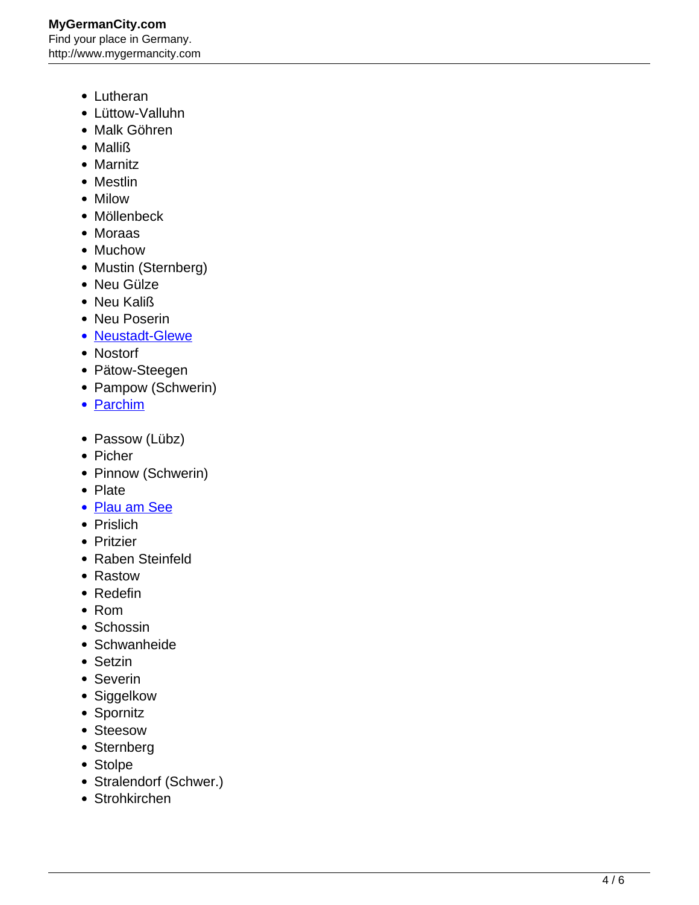- Lutheran
- Lüttow-Valluhn
- Malk Göhren
- Malliß
- Marnitz
- Mestlin
- Milow
- Möllenbeck
- Moraas
- Muchow
- Mustin (Sternberg)
- Neu Gülze
- Neu Kaliß
- Neu Poserin
- Neustadt-Glewe
- Nostorf
- Pätow-Steegen
- Pampow (Schwerin)
- Parchim
- Passow (Lübz)
- Picher
- Pinnow (Schwerin)
- Plate
- Plau am See
- Prislich
- Pritzier
- Raben Steinfeld
- Rastow
- Redefin
- Rom
- Schossin
- Schwanheide
- Setzin
- Severin
- Siggelkow
- Spornitz
- Steesow
- Sternberg
- Stolpe
- Stralendorf (Schwer.)
- Strohkirchen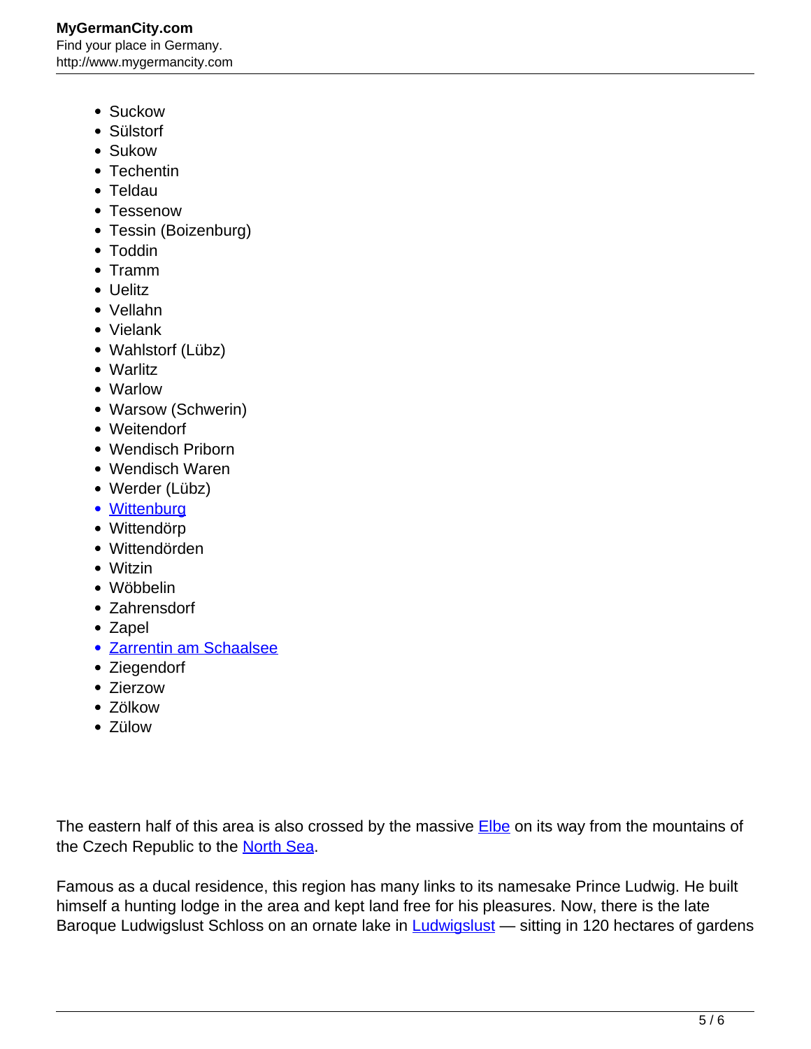- Suckow
- Sülstorf
- Sukow
- Techentin
- Teldau
- Tessenow
- Tessin (Boizenburg)
- Toddin
- Tramm
- Uelitz
- Vellahn
- Vielank
- Wahlstorf (Lübz)
- Warlitz
- Warlow
- Warsow (Schwerin)
- Weitendorf
- Wendisch Priborn
- Wendisch Waren
- Werder (Lübz)
- Wittenburg
- Wittendörp
- Wittendörden
- Witzin
- Wöbbelin
- Zahrensdorf
- Zapel
- Zarrentin am Schaalsee
- Ziegendorf
- Zierzow
- Zölkow
- Zülow

The eastern half of this area is also crossed by the massive Elbe on its way from the mountains of the Czech Republic to the North Sea.

Famous as a ducal residence, this region has many links to its namesake Prince Ludwig. He built himself a hunting lodge in the area and kept land free for his pleasures. Now, there is the late Baroque Ludwigslust Schloss on an ornate lake in Ludwigslust — sitting in 120 hectares of gardens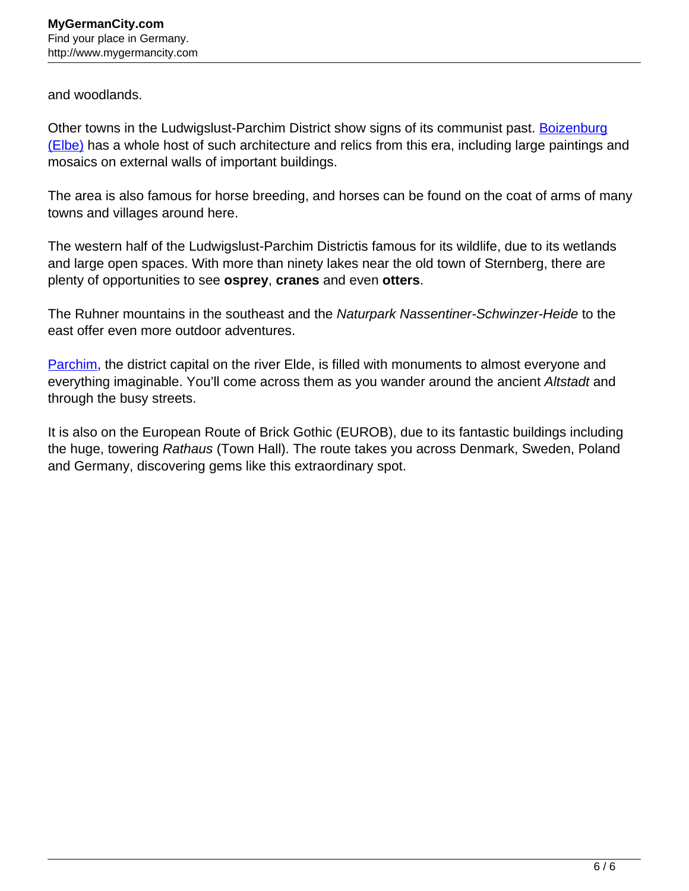and woodlands.

Other towns in the Ludwigslust-Parchim District show signs of its communist past. Boizenburg (Elbe) has a whole host of such architecture and relics from this era, including large paintings and mosaics on external walls of important buildings.

The area is also famous for horse breeding, and horses can be found on the coat of arms of many towns and villages around here.

The western half of the Ludwigslust-Parchim Districtis famous for its wildlife, due to its wetlands and large open spaces. With more than ninety lakes near the old town of Sternberg, there are plenty of opportunities to see **osprey**, **cranes** and even **otters**.

The Ruhner mountains in the southeast and the *Naturpark Nassentiner-Schwinzer-Heide* to the east offer even more outdoor adventures.

Parchim, the district capital on the river Elde, is filled with monuments to almost everyone and everything imaginable. You'll come across them as you wander around the ancient *Altstadt* and through the busy streets.

It is also on the European Route of Brick Gothic (EUROB), due to its fantastic buildings including the huge, towering *Rathaus* (Town Hall). The route takes you across Denmark, Sweden, Poland and Germany, discovering gems like this extraordinary spot.